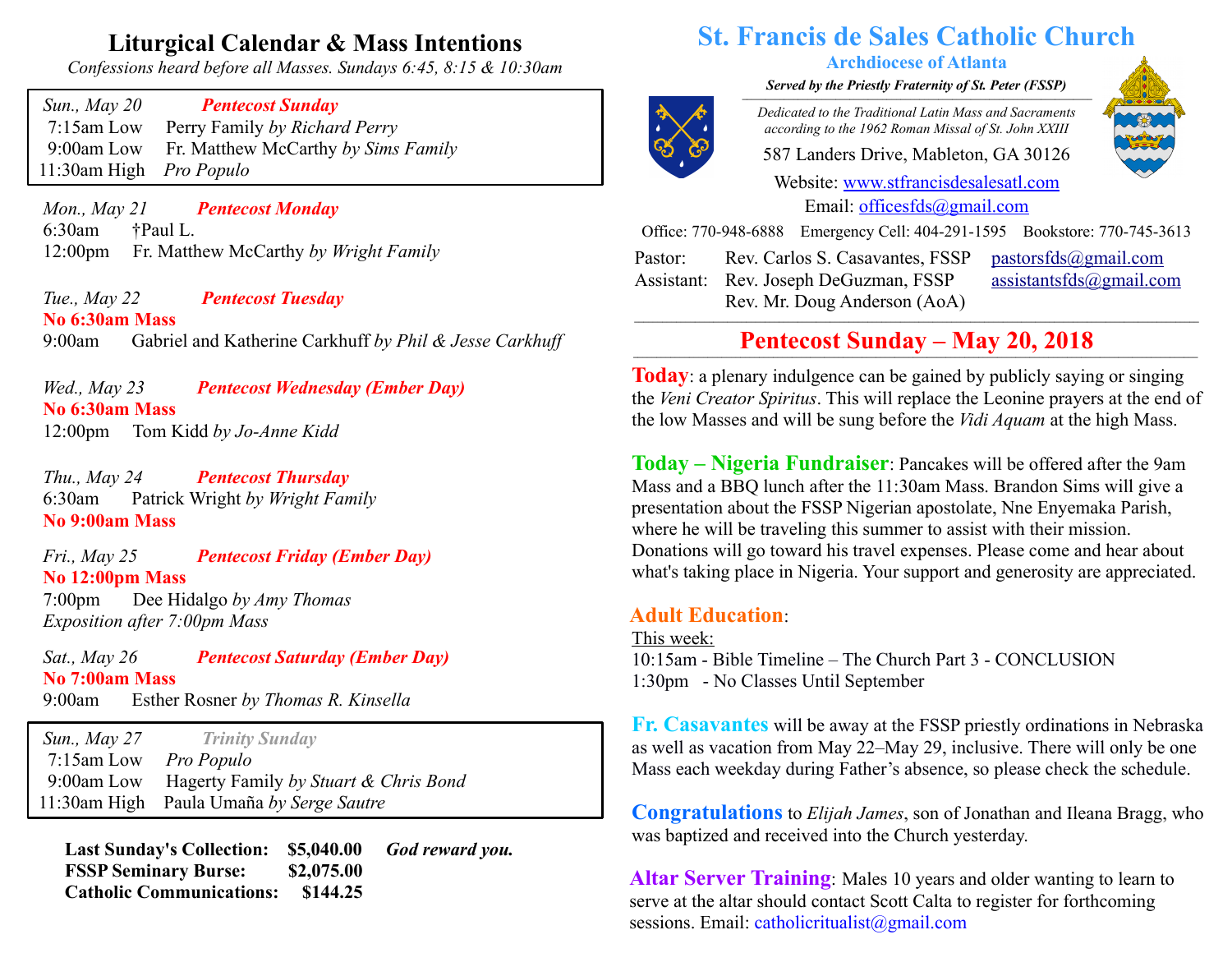# St. Francis de Sales Catholic Church

**Archdiocese of Atlanta**

***Served by the Priestly Fraternity of St. Peter (FSSP)***

*Dedicated to the Traditional Latin Mass and Sacraments according to the 1962 Roman Missal of St. John XXIII*

587 Landers Drive, Mableton, GA 30126

Website: www.stfrancisdesalesatl.com

Email: officesfds@gmail.com

Office: 770-948-6888 Emergency Cell: 404-291-1595 Bookstore: 770-745-3613

| | | |
|---|---|---|
| Pastor: | Rev. Carlos S. Casavantes, FSSP | pastorsfds@gmail.com |
| Assistant: | Rev. Joseph DeGuzman, FSSP | assistantsfds@gmail.com |
| | Rev. Mr. Doug Anderson (AoA) | |

## Liturgical Calendar & Mass Intentions

*Confessions heard before all Masses. Sundays 6:45, 8:15 & 10:30am*

*Sun., May 20* — **Pentecost Sunday**
- 7:15am Low — Perry Family *by Richard Perry*
- 9:00am Low — Fr. Matthew McCarthy *by Sims Family*
- 11:30am High — *Pro Populo*

*Mon., May 21* — **Pentecost Monday**
- 6:30am — †Paul L.
- 12:00pm — Fr. Matthew McCarthy *by Wright Family*

*Tue., May 22* — **Pentecost Tuesday**
- **No 6:30am Mass**
- 9:00am — Gabriel and Katherine Carkhuff *by Phil & Jesse Carkhuff*

*Wed., May 23* — **Pentecost Wednesday (Ember Day)**
- **No 6:30am Mass**
- 12:00pm — Tom Kidd *by Jo-Anne Kidd*

*Thu., May 24* — **Pentecost Thursday**
- 6:30am — Patrick Wright *by Wright Family*
- **No 9:00am Mass**

*Fri., May 25* — **Pentecost Friday (Ember Day)**
- **No 12:00pm Mass**
- 7:00pm — Dee Hidalgo *by Amy Thomas*
- *Exposition after 7:00pm Mass*

*Sat., May 26* — **Pentecost Saturday (Ember Day)**
- **No 7:00am Mass**
- 9:00am — Esther Rosner *by Thomas R. Kinsella*

*Sun., May 27* — ***Trinity Sunday***
- 7:15am Low — *Pro Populo*
- 9:00am Low — Hagerty Family *by Stuart & Chris Bond*
- 11:30am High — Paula Umaña *by Serge Sautre*

| | | |
|---|---|---|
| **Last Sunday's Collection:** | **$5,040.00** | ***God reward you.*** |
| **FSSP Seminary Burse:** | **$2,075.00** | |
| **Catholic Communications:** | **$144.25** | |

## Pentecost Sunday – May 20, 2018

**Today**: a plenary indulgence can be gained by publicly saying or singing the *Veni Creator Spiritus*. This will replace the Leonine prayers at the end of the low Masses and will be sung before the *Vidi Aquam* at the high Mass.

**Today – Nigeria Fundraiser**: Pancakes will be offered after the 9am Mass and a BBQ lunch after the 11:30am Mass. Brandon Sims will give a presentation about the FSSP Nigerian apostolate, Nne Enyemaka Parish, where he will be traveling this summer to assist with their mission. Donations will go toward his travel expenses. Please come and hear about what's taking place in Nigeria. Your support and generosity are appreciated.

**Adult Education**:

This week:
10:15am - Bible Timeline – The Church Part 3 - CONCLUSION
1:30pm - No Classes Until September

**Fr. Casavantes** will be away at the FSSP priestly ordinations in Nebraska as well as vacation from May 22–May 29, inclusive. There will only be one Mass each weekday during Father's absence, so please check the schedule.

**Congratulations** to *Elijah James*, son of Jonathan and Ileana Bragg, who was baptized and received into the Church yesterday.

**Altar Server Training**: Males 10 years and older wanting to learn to serve at the altar should contact Scott Calta to register for forthcoming sessions. Email: catholicritualist@gmail.com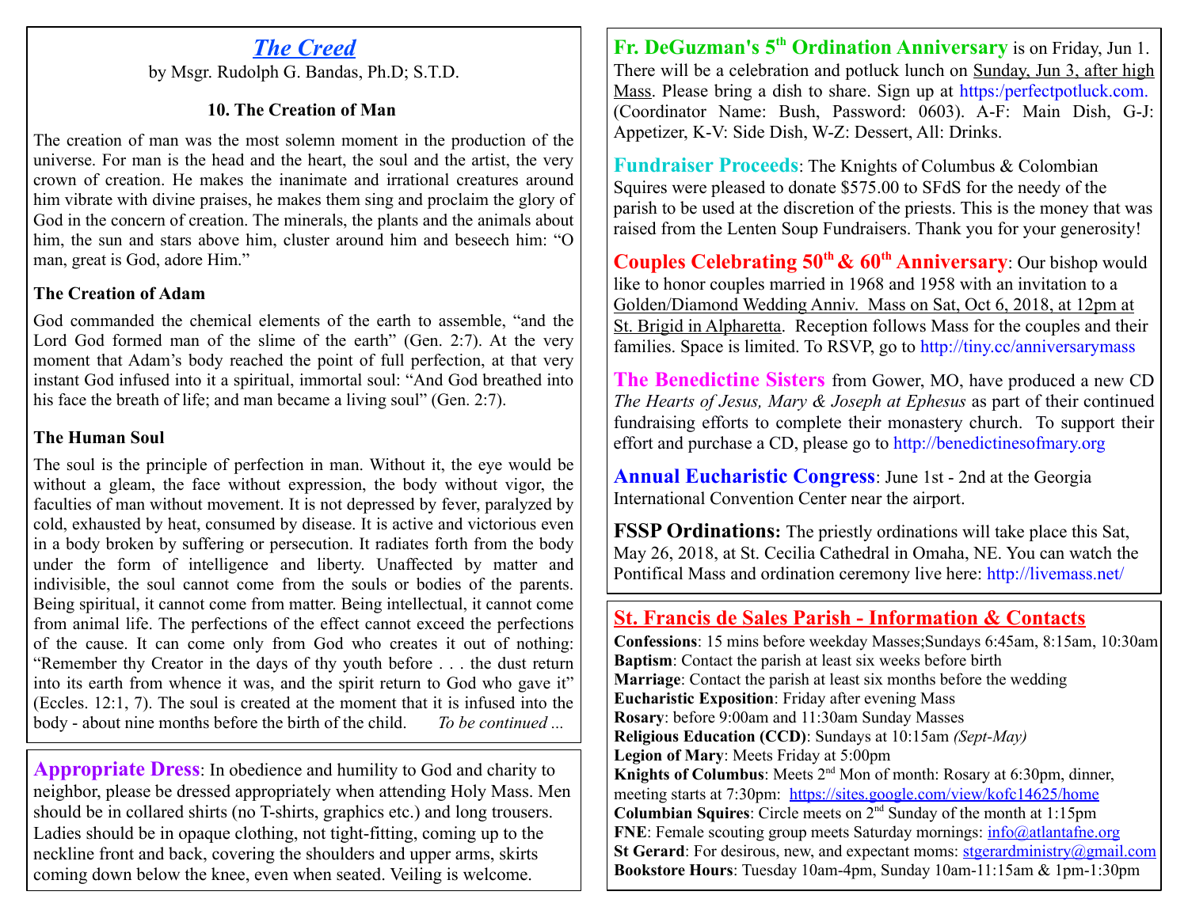## *The Creed*

by Msgr. Rudolph G. Bandas, Ph.D; S.T.D.

### 10. The Creation of Man

The creation of man was the most solemn moment in the production of the universe. For man is the head and the heart, the soul and the artist, the very crown of creation. He makes the inanimate and irrational creatures around him vibrate with divine praises, he makes them sing and proclaim the glory of God in the concern of creation. The minerals, the plants and the animals about him, the sun and stars above him, cluster around him and beseech him: "O man, great is God, adore Him."

**The Creation of Adam**

God commanded the chemical elements of the earth to assemble, "and the Lord God formed man of the slime of the earth" (Gen. 2:7). At the very moment that Adam's body reached the point of full perfection, at that very instant God infused into it a spiritual, immortal soul: "And God breathed into his face the breath of life; and man became a living soul" (Gen. 2:7).

**The Human Soul**

The soul is the principle of perfection in man. Without it, the eye would be without a gleam, the face without expression, the body without vigor, the faculties of man without movement. It is not depressed by fever, paralyzed by cold, exhausted by heat, consumed by disease. It is active and victorious even in a body broken by suffering or persecution. It radiates forth from the body under the form of intelligence and liberty. Unaffected by matter and indivisible, the soul cannot come from the souls or bodies of the parents. Being spiritual, it cannot come from matter. Being intellectual, it cannot come from animal life. The perfections of the effect cannot exceed the perfections of the cause. It can come only from God who creates it out of nothing: "Remember thy Creator in the days of thy youth before . . . the dust return into its earth from whence it was, and the spirit return to God who gave it" (Eccles. 12:1, 7). The soul is created at the moment that it is infused into the body - about nine months before the birth of the child. *To be continued ...*

**Appropriate Dress**: In obedience and humility to God and charity to neighbor, please be dressed appropriately when attending Holy Mass. Men should be in collared shirts (no T-shirts, graphics etc.) and long trousers. Ladies should be in opaque clothing, not tight-fitting, coming up to the neckline front and back, covering the shoulders and upper arms, skirts coming down below the knee, even when seated. Veiling is welcome.

**Fr. DeGuzman's 5th Ordination Anniversary** is on Friday, Jun 1. There will be a celebration and potluck lunch on Sunday, Jun 3, after high Mass. Please bring a dish to share. Sign up at https:/perfectpotluck.com. (Coordinator Name: Bush, Password: 0603). A-F: Main Dish, G-J: Appetizer, K-V: Side Dish, W-Z: Dessert, All: Drinks.

**Fundraiser Proceeds**: The Knights of Columbus & Colombian Squires were pleased to donate $575.00 to SFdS for the needy of the parish to be used at the discretion of the priests. This is the money that was raised from the Lenten Soup Fundraisers. Thank you for your generosity!

**Couples Celebrating 50th & 60th Anniversary**: Our bishop would like to honor couples married in 1968 and 1958 with an invitation to a Golden/Diamond Wedding Anniv. Mass on Sat, Oct 6, 2018, at 12pm at St. Brigid in Alpharetta. Reception follows Mass for the couples and their families. Space is limited. To RSVP, go to http://tiny.cc/anniversarymass

**The Benedictine Sisters** from Gower, MO, have produced a new CD *The Hearts of Jesus, Mary & Joseph at Ephesus* as part of their continued fundraising efforts to complete their monastery church. To support their effort and purchase a CD, please go to http://benedictinesofmary.org

**Annual Eucharistic Congress**: June 1st - 2nd at the Georgia International Convention Center near the airport.

**FSSP Ordinations:** The priestly ordinations will take place this Sat, May 26, 2018, at St. Cecilia Cathedral in Omaha, NE. You can watch the Pontifical Mass and ordination ceremony live here: http://livemass.net/

## St. Francis de Sales Parish - Information & Contacts

**Confessions**: 15 mins before weekday Masses;Sundays 6:45am, 8:15am, 10:30am
**Baptism**: Contact the parish at least six weeks before birth
**Marriage**: Contact the parish at least six months before the wedding
**Eucharistic Exposition**: Friday after evening Mass
**Rosary**: before 9:00am and 11:30am Sunday Masses
**Religious Education (CCD)**: Sundays at 10:15am *(Sept-May)*
**Legion of Mary**: Meets Friday at 5:00pm
**Knights of Columbus**: Meets 2nd Mon of month: Rosary at 6:30pm, dinner, meeting starts at 7:30pm: https://sites.google.com/view/kofc14625/home
**Columbian Squires**: Circle meets on 2nd Sunday of the month at 1:15pm
**FNE**: Female scouting group meets Saturday mornings: info@atlantafne.org
**St Gerard**: For desirous, new, and expectant moms: stgerardministry@gmail.com
**Bookstore Hours**: Tuesday 10am-4pm, Sunday 10am-11:15am & 1pm-1:30pm